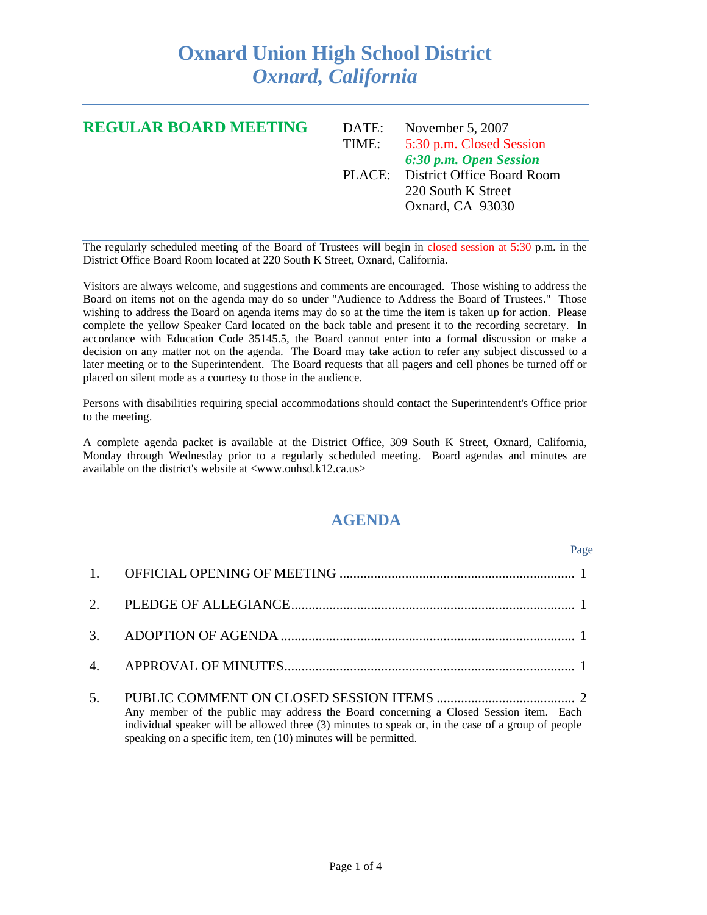# Oxnard Union High School District
## *Oxnard, California*

---

**REGULAR BOARD MEETING**

DATE: November 5, 2007
TIME: 5:30 p.m. Closed Session
***6:30 p.m. Open Session***
PLACE: District Office Board Room
220 South K Street
Oxnard, CA 93030

---

The regularly scheduled meeting of the Board of Trustees will begin in closed session at 5:30 p.m. in the District Office Board Room located at 220 South K Street, Oxnard, California.

Visitors are always welcome, and suggestions and comments are encouraged. Those wishing to address the Board on items not on the agenda may do so under "Audience to Address the Board of Trustees." Those wishing to address the Board on agenda items may do so at the time the item is taken up for action. Please complete the yellow Speaker Card located on the back table and present it to the recording secretary. In accordance with Education Code 35145.5, the Board cannot enter into a formal discussion or make a decision on any matter not on the agenda. The Board may take action to refer any subject discussed to a later meeting or to the Superintendent. The Board requests that all pagers and cell phones be turned off or placed on silent mode as a courtesy to those in the audience.

Persons with disabilities requiring special accommodations should contact the Superintendent's Office prior to the meeting.

A complete agenda packet is available at the District Office, 309 South K Street, Oxnard, California, Monday through Wednesday prior to a regularly scheduled meeting. Board agendas and minutes are available on the district's website at <www.ouhsd.k12.ca.us>

---

## AGENDA

| | | Page |
|---|---|---|
| 1. | OFFICIAL OPENING OF MEETING | 1 |
| 2. | PLEDGE OF ALLEGIANCE | 1 |
| 3. | ADOPTION OF AGENDA | 1 |
| 4. | APPROVAL OF MINUTES | 1 |
| 5. | PUBLIC COMMENT ON CLOSED SESSION ITEMS | 2 |

Any member of the public may address the Board concerning a Closed Session item. Each individual speaker will be allowed three (3) minutes to speak or, in the case of a group of people speaking on a specific item, ten (10) minutes will be permitted.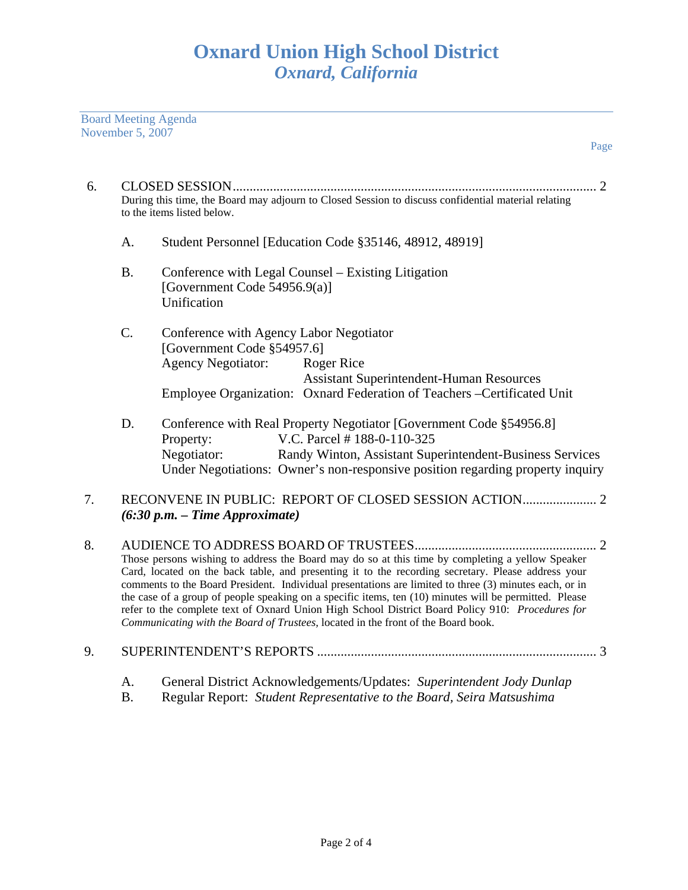# Oxnard Union High School District
## *Oxnard, California*

Board Meeting Agenda
November 5, 2007

Page

6. CLOSED SESSION ........................................................................................................... 2
   During this time, the Board may adjourn to Closed Session to discuss confidential material relating to the items listed below.

   A. Student Personnel [Education Code §35146, 48912, 48919]

   B. Conference with Legal Counsel – Existing Litigation
      [Government Code 54956.9(a)]
      Unification

   C. Conference with Agency Labor Negotiator
      [Government Code §54957.6]
      Agency Negotiator: Roger Rice
      Assistant Superintendent-Human Resources
      Employee Organization: Oxnard Federation of Teachers –Certificated Unit

   D. Conference with Real Property Negotiator [Government Code §54956.8]
      Property: V.C. Parcel # 188-0-110-325
      Negotiator: Randy Winton, Assistant Superintendent-Business Services
      Under Negotiations: Owner's non-responsive position regarding property inquiry

7. RECONVENE IN PUBLIC: REPORT OF CLOSED SESSION ACTION...................... 2
   ***(6:30 p.m. – Time Approximate)***

8. AUDIENCE TO ADDRESS BOARD OF TRUSTEES...................................................... 2
   Those persons wishing to address the Board may do so at this time by completing a yellow Speaker Card, located on the back table, and presenting it to the recording secretary. Please address your comments to the Board President. Individual presentations are limited to three (3) minutes each, or in the case of a group of people speaking on a specific items, ten (10) minutes will be permitted. Please refer to the complete text of Oxnard Union High School District Board Policy 910: *Procedures for Communicating with the Board of Trustees,* located in the front of the Board book.

9. SUPERINTENDENT'S REPORTS .................................................................................. 3

   A. General District Acknowledgements/Updates: *Superintendent Jody Dunlap*
   B. Regular Report: *Student Representative to the Board, Seira Matsushima*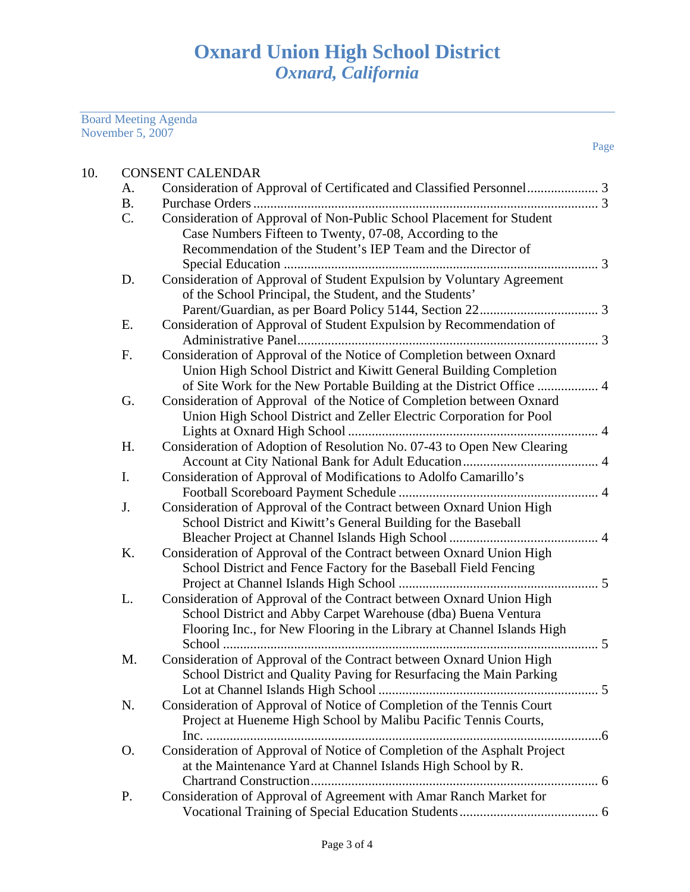# Oxnard Union High School District
## *Oxnard, California*

Board Meeting Agenda
November 5, 2007

Page

10. CONSENT CALENDAR

A. Consideration of Approval of Certificated and Classified Personnel..................... 3

B. Purchase Orders .................................................................................................... 3

C. Consideration of Approval of Non-Public School Placement for Student Case Numbers Fifteen to Twenty, 07-08, According to the Recommendation of the Student's IEP Team and the Director of Special Education ............................................................................................ 3

D. Consideration of Approval of Student Expulsion by Voluntary Agreement of the School Principal, the Student, and the Students' Parent/Guardian, as per Board Policy 5144, Section 22.................................. 3

E. Consideration of Approval of Student Expulsion by Recommendation of Administrative Panel......................................................................................... 3

F. Consideration of Approval of the Notice of Completion between Oxnard Union High School District and Kiwitt General Building Completion of Site Work for the New Portable Building at the District Office ................. 4

G. Consideration of Approval of the Notice of Completion between Oxnard Union High School District and Zeller Electric Corporation for Pool Lights at Oxnard High School ......................................................................... 4

H. Consideration of Adoption of Resolution No. 07-43 to Open New Clearing Account at City National Bank for Adult Education........................................ 4

I. Consideration of Approval of Modifications to Adolfo Camarillo's Football Scoreboard Payment Schedule .......................................................... 4

J. Consideration of Approval of the Contract between Oxnard Union High School District and Kiwitt's General Building for the Baseball Bleacher Project at Channel Islands High School ............................................ 4

K. Consideration of Approval of the Contract between Oxnard Union High School District and Fence Factory for the Baseball Field Fencing Project at Channel Islands High School .......................................................... 5

L. Consideration of Approval of the Contract between Oxnard Union High School District and Abby Carpet Warehouse (dba) Buena Ventura Flooring Inc., for New Flooring in the Library at Channel Islands High School ............................................................................................................. 5

M. Consideration of Approval of the Contract between Oxnard Union High School District and Quality Paving for Resurfacing the Main Parking Lot at Channel Islands High School ................................................................ 5

N. Consideration of Approval of Notice of Completion of the Tennis Court Project at Hueneme High School by Malibu Pacific Tennis Courts, Inc. ....................................................................................................................6

O. Consideration of Approval of Notice of Completion of the Asphalt Project at the Maintenance Yard at Channel Islands High School by R. Chartrand Construction.................................................................................... 6

P. Consideration of Approval of Agreement with Amar Ranch Market for Vocational Training of Special Education Students ........................................ 6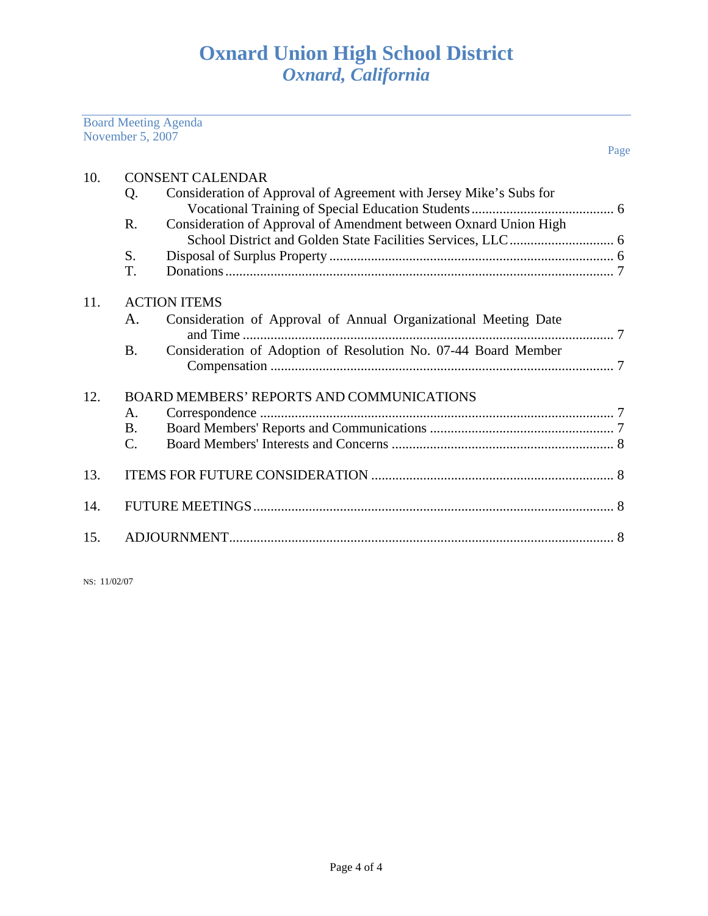# Oxnard Union High School District
## *Oxnard, California*

Board Meeting Agenda
November 5, 2007

Page

10. CONSENT CALENDAR
    - Q. Consideration of Approval of Agreement with Jersey Mike's Subs for Vocational Training of Special Education Students ........................................ 6
    - R. Consideration of Approval of Amendment between Oxnard Union High School District and Golden State Facilities Services, LLC .............................. 6
    - S. Disposal of Surplus Property ................................................................................ 6
    - T. Donations .............................................................................................................. 7

11. ACTION ITEMS
    - A. Consideration of Approval of Annual Organizational Meeting Date and Time ........................................................................................................ 7
    - B. Consideration of Adoption of Resolution No. 07-44 Board Member Compensation .................................................................................................. 7

12. BOARD MEMBERS' REPORTS AND COMMUNICATIONS
    - A. Correspondence .................................................................................................... 7
    - B. Board Members' Reports and Communications .................................................... 7
    - C. Board Members' Interests and Concerns ............................................................... 8

13. ITEMS FOR FUTURE CONSIDERATION ..................................................................... 8

14. FUTURE MEETINGS ...................................................................................................... 8

15. ADJOURNMENT ............................................................................................................. 8

NS: 11/02/07